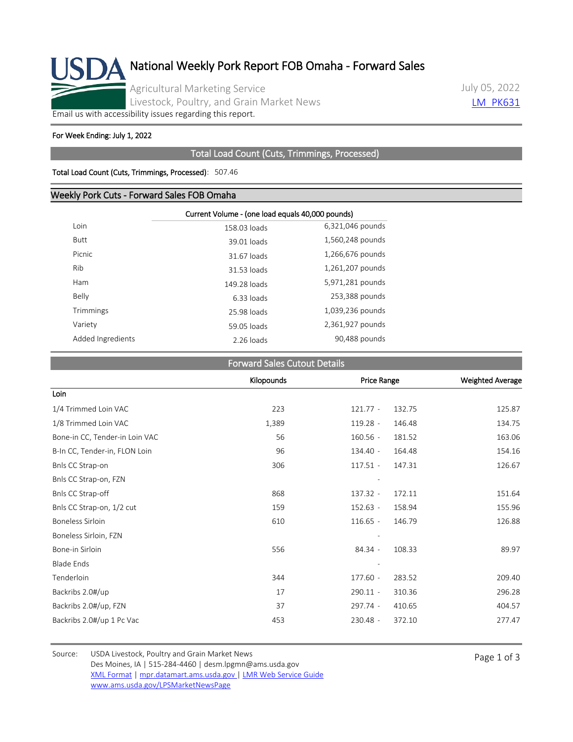# National Weekly Pork Report FOB Omaha - Forward Sales

Agricultural Marketing Service
Livestock, Poultry, and Grain Market News

July 05, 2022

LM_PK631

Email us with accessibility issues regarding this report.

**For Week Ending: July 1, 2022**

## Total Load Count (Cuts, Trimmings, Processed)

**Total Load Count (Cuts, Trimmings, Processed)**: 507.46

## Weekly Pork Cuts - Forward Sales FOB Omaha

| | Current Volume - (one load equals 40,000 pounds) | |
|---|---|---|
| Loin | 158.03 loads | 6,321,046 pounds |
| Butt | 39.01 loads | 1,560,248 pounds |
| Picnic | 31.67 loads | 1,266,676 pounds |
| Rib | 31.53 loads | 1,261,207 pounds |
| Ham | 149.28 loads | 5,971,281 pounds |
| Belly | 6.33 loads | 253,388 pounds |
| Trimmings | 25.98 loads | 1,039,236 pounds |
| Variety | 59.05 loads | 2,361,927 pounds |
| Added Ingredients | 2.26 loads | 90,488 pounds |

## Forward Sales Cutout Details

| | Kilopounds | Price Range | Weighted Average |
|---|---|---|---|
| **Loin** | | | |
| 1/4 Trimmed Loin VAC | 223 | 121.77 - 132.75 | 125.87 |
| 1/8 Trimmed Loin VAC | 1,389 | 119.28 - 146.48 | 134.75 |
| Bone-in CC, Tender-in Loin VAC | 56 | 160.56 - 181.52 | 163.06 |
| B-In CC, Tender-in, FLON Loin | 96 | 134.40 - 164.48 | 154.16 |
| Bnls CC Strap-on | 306 | 117.51 - 147.31 | 126.67 |
| Bnls CC Strap-on, FZN | | - | |
| Bnls CC Strap-off | 868 | 137.32 - 172.11 | 151.64 |
| Bnls CC Strap-on, 1/2 cut | 159 | 152.63 - 158.94 | 155.96 |
| Boneless Sirloin | 610 | 116.65 - 146.79 | 126.88 |
| Boneless Sirloin, FZN | | - | |
| Bone-in Sirloin | 556 | 84.34 - 108.33 | 89.97 |
| Blade Ends | | - | |
| Tenderloin | 344 | 177.60 - 283.52 | 209.40 |
| Backribs 2.0#/up | 17 | 290.11 - 310.36 | 296.28 |
| Backribs 2.0#/up, FZN | 37 | 297.74 - 410.65 | 404.57 |
| Backribs 2.0#/up 1 Pc Vac | 453 | 230.48 - 372.10 | 277.47 |

Source: USDA Livestock, Poultry and Grain Market News
Des Moines, IA | 515-284-4460 | desm.lpgmn@ams.usda.gov
XML Format | mpr.datamart.ams.usda.gov | LMR Web Service Guide
www.ams.usda.gov/LPSMarketNewsPage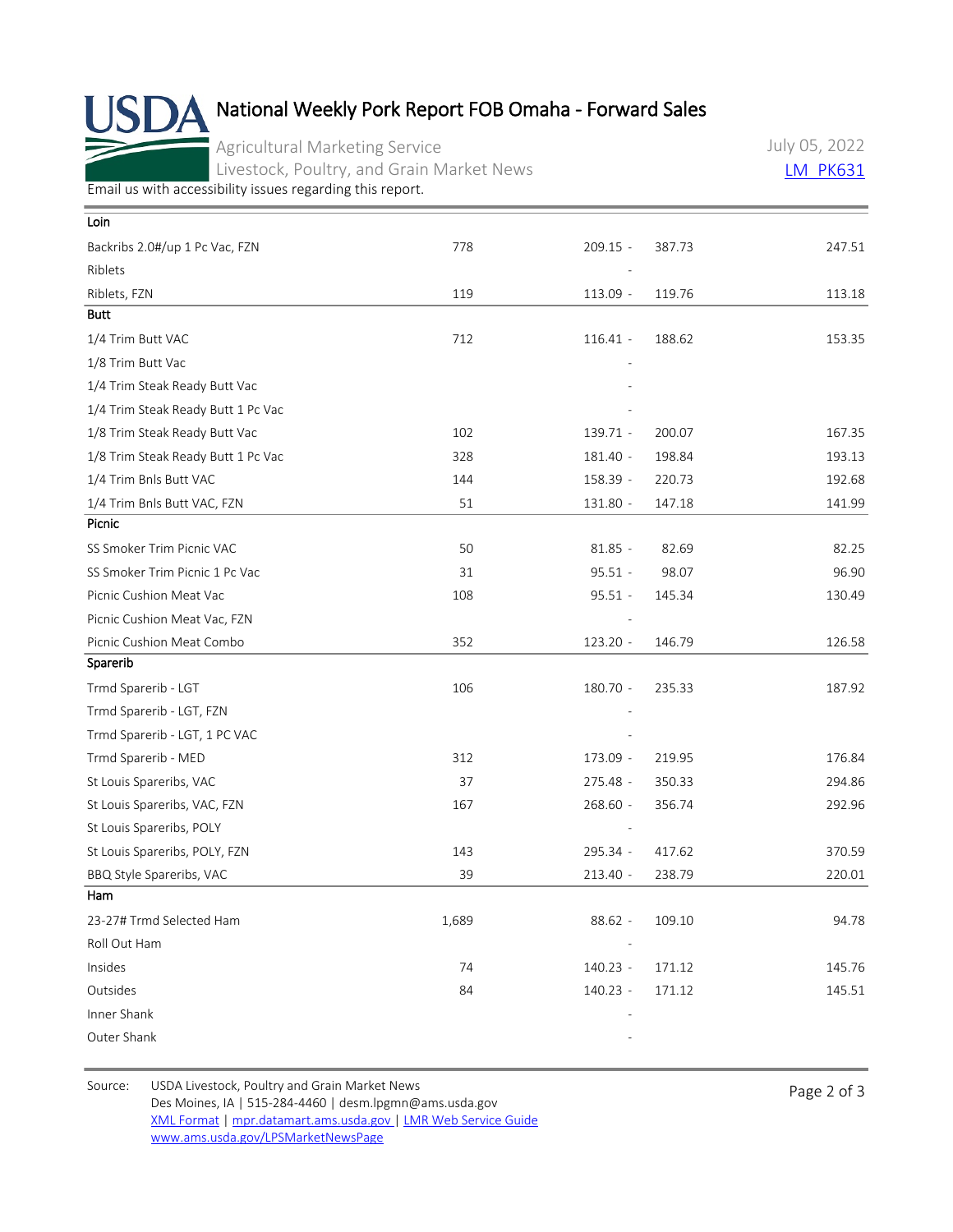# National Weekly Pork Report FOB Omaha - Forward Sales

Agricultural Marketing Service
Livestock, Poultry, and Grain Market News

July 05, 2022
LM_PK631

Email us with accessibility issues regarding this report.

| Item | Volume | Low | High | Weighted Avg |
|---|---|---|---|---|
| **Loin** | | | | |
| Backribs 2.0#/up 1 Pc Vac, FZN | 778 | 209.15 - | 387.73 | 247.51 |
| Riblets | | - | | |
| Riblets, FZN | 119 | 113.09 - | 119.76 | 113.18 |
| **Butt** | | | | |
| 1/4 Trim Butt VAC | 712 | 116.41 - | 188.62 | 153.35 |
| 1/8 Trim Butt Vac | | - | | |
| 1/4 Trim Steak Ready Butt Vac | | - | | |
| 1/4 Trim Steak Ready Butt 1 Pc Vac | | - | | |
| 1/8 Trim Steak Ready Butt Vac | 102 | 139.71 - | 200.07 | 167.35 |
| 1/8 Trim Steak Ready Butt 1 Pc Vac | 328 | 181.40 - | 198.84 | 193.13 |
| 1/4 Trim Bnls Butt VAC | 144 | 158.39 - | 220.73 | 192.68 |
| 1/4 Trim Bnls Butt VAC, FZN | 51 | 131.80 - | 147.18 | 141.99 |
| **Picnic** | | | | |
| SS Smoker Trim Picnic VAC | 50 | 81.85 - | 82.69 | 82.25 |
| SS Smoker Trim Picnic 1 Pc Vac | 31 | 95.51 - | 98.07 | 96.90 |
| Picnic Cushion Meat Vac | 108 | 95.51 - | 145.34 | 130.49 |
| Picnic Cushion Meat Vac, FZN | | - | | |
| Picnic Cushion Meat Combo | 352 | 123.20 - | 146.79 | 126.58 |
| **Sparerib** | | | | |
| Trmd Sparerib - LGT | 106 | 180.70 - | 235.33 | 187.92 |
| Trmd Sparerib - LGT, FZN | | - | | |
| Trmd Sparerib - LGT, 1 PC VAC | | - | | |
| Trmd Sparerib - MED | 312 | 173.09 - | 219.95 | 176.84 |
| St Louis Spareribs, VAC | 37 | 275.48 - | 350.33 | 294.86 |
| St Louis Spareribs, VAC, FZN | 167 | 268.60 - | 356.74 | 292.96 |
| St Louis Spareribs, POLY | | - | | |
| St Louis Spareribs, POLY, FZN | 143 | 295.34 - | 417.62 | 370.59 |
| BBQ Style Spareribs, VAC | 39 | 213.40 - | 238.79 | 220.01 |
| **Ham** | | | | |
| 23-27# Trmd Selected Ham | 1,689 | 88.62 - | 109.10 | 94.78 |
| Roll Out Ham | | - | | |
| Insides | 74 | 140.23 - | 171.12 | 145.76 |
| Outsides | 84 | 140.23 - | 171.12 | 145.51 |
| Inner Shank | | - | | |
| Outer Shank | | - | | |

Source: USDA Livestock, Poultry and Grain Market News
Des Moines, IA | 515-284-4460 | desm.lpgmn@ams.usda.gov
XML Format | mpr.datamart.ams.usda.gov | LMR Web Service Guide
www.ams.usda.gov/LPSMarketNewsPage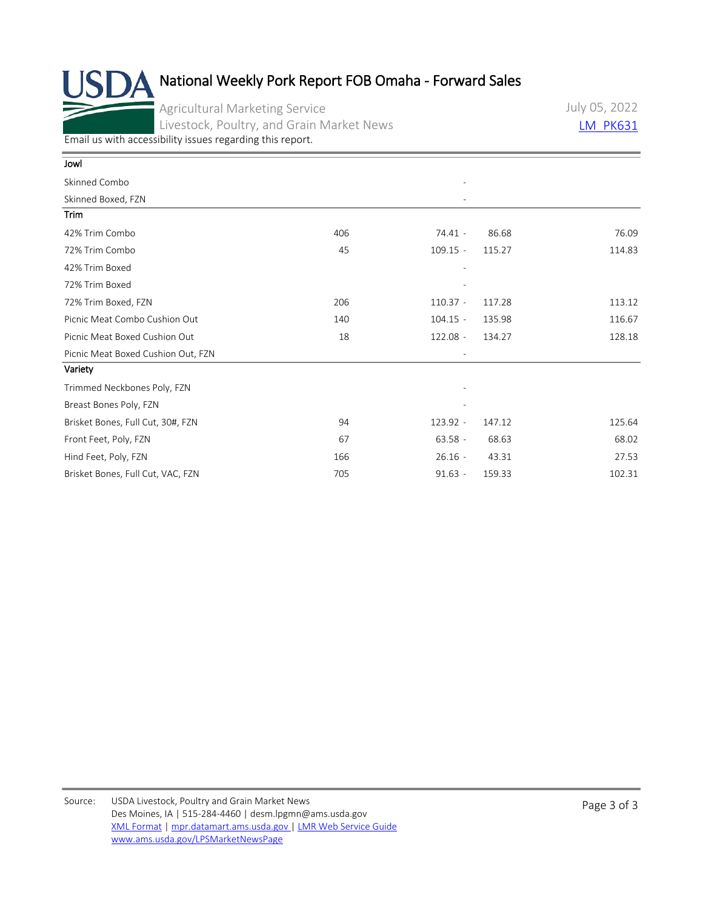# National Weekly Pork Report FOB Omaha - Forward Sales

Agricultural Marketing Service
Livestock, Poultry, and Grain Market News

July 05, 2022
LM_PK631

Email us with accessibility issues regarding this report.

| | | | |
|---|---|---|---|
| **Jowl** | | | |
| Skinned Combo | | - | |
| Skinned Boxed, FZN | | - | |
| **Trim** | | | |
| 42% Trim Combo | 406 | 74.41 - 86.68 | 76.09 |
| 72% Trim Combo | 45 | 109.15 - 115.27 | 114.83 |
| 42% Trim Boxed | | - | |
| 72% Trim Boxed | | - | |
| 72% Trim Boxed, FZN | 206 | 110.37 - 117.28 | 113.12 |
| Picnic Meat Combo Cushion Out | 140 | 104.15 - 135.98 | 116.67 |
| Picnic Meat Boxed Cushion Out | 18 | 122.08 - 134.27 | 128.18 |
| Picnic Meat Boxed Cushion Out, FZN | | - | |
| **Variety** | | | |
| Trimmed Neckbones Poly, FZN | | - | |
| Breast Bones Poly, FZN | | - | |
| Brisket Bones, Full Cut, 30#, FZN | 94 | 123.92 - 147.12 | 125.64 |
| Front Feet, Poly, FZN | 67 | 63.58 - 68.63 | 68.02 |
| Hind Feet, Poly, FZN | 166 | 26.16 - 43.31 | 27.53 |
| Brisket Bones, Full Cut, VAC, FZN | 705 | 91.63 - 159.33 | 102.31 |

Source: USDA Livestock, Poultry and Grain Market News
Des Moines, IA | 515-284-4460 | desm.lpgmn@ams.usda.gov
XML Format | mpr.datamart.ams.usda.gov | LMR Web Service Guide
www.ams.usda.gov/LPSMarketNewsPage